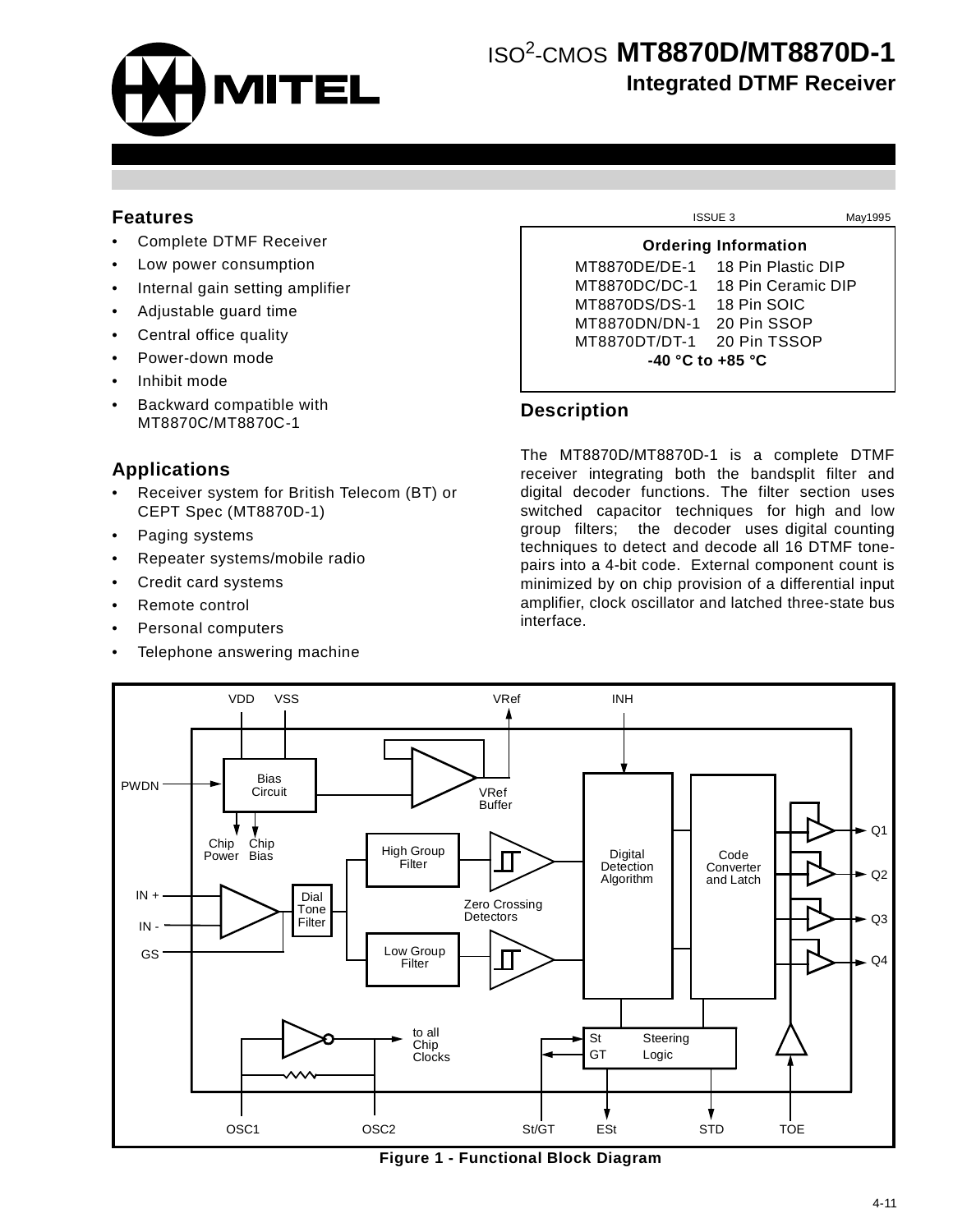# ISO²-CMOS MT8870D/MT8870D-1

## Integrated DTMF Receiver

### Features

- Complete DTMF Receiver
- Low power consumption
- Internal gain setting amplifier
- Adjustable guard time
- Central office quality
- Power-down mode
- Inhibit mode
- Backward compatible with MT8870C/MT8870C-1

### Applications

- Receiver system for British Telecom (BT) or CEPT Spec (MT8870D-1)
- Paging systems
- Repeater systems/mobile radio
- Credit card systems
- Remote control
- Personal computers
- Telephone answering machine

ISSUE 3 May1995

**Ordering Information**

| | |
|---|---|
| MT8870DE/DE-1 | 18 Pin Plastic DIP |
| MT8870DC/DC-1 | 18 Pin Ceramic DIP |
| MT8870DS/DS-1 | 18 Pin SOIC |
| MT8870DN/DN-1 | 20 Pin SSOP |
| MT8870DT/DT-1 | 20 Pin TSSOP |

**-40 °C to +85 °C**

### Description

The MT8870D/MT8870D-1 is a complete DTMF receiver integrating both the bandsplit filter and digital decoder functions. The filter section uses switched capacitor techniques for high and low group filters; the decoder uses digital counting techniques to detect and decode all 16 DTMF tone-pairs into a 4-bit code. External component count is minimized by on chip provision of a differential input amplifier, clock oscillator and latched three-state bus interface.

**Figure 1 - Functional Block Diagram**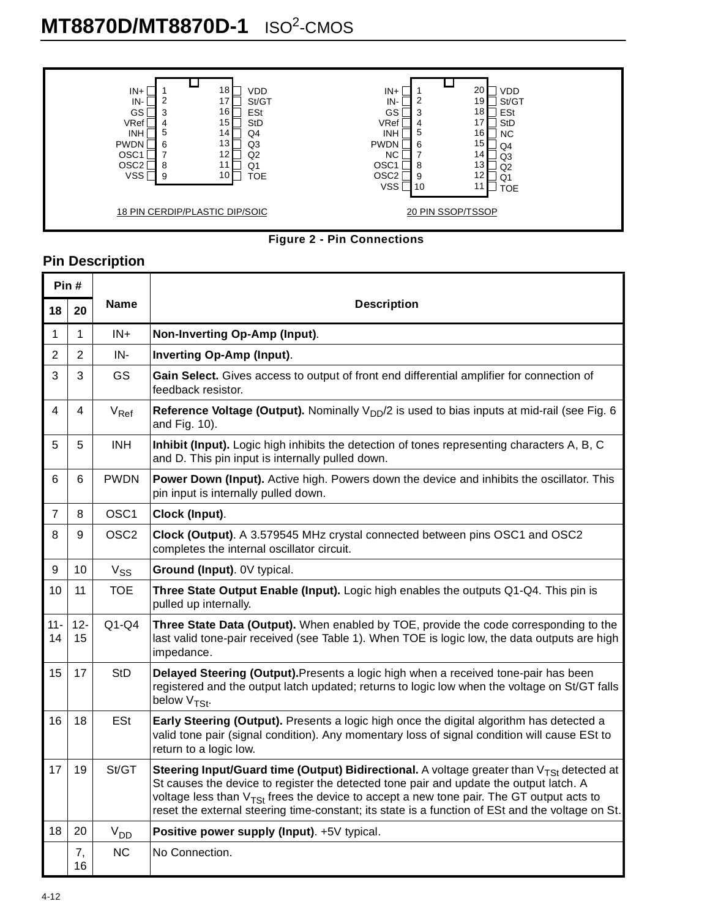18 PIN CERDIP/PLASTIC DIP/SOIC

| Pin | Name | Pin | Name |
|---|---|---|---|
| 1 | IN+ | 18 | VDD |
| 2 | IN- | 17 | St/GT |
| 3 | GS | 16 | ESt |
| 4 | VRef | 15 | StD |
| 5 | INH | 14 | Q4 |
| 6 | PWDN | 13 | Q3 |
| 7 | OSC1 | 12 | Q2 |
| 8 | OSC2 | 11 | Q1 |
| 9 | VSS | 10 | TOE |

20 PIN SSOP/TSSOP

| Pin | Name | Pin | Name |
|---|---|---|---|
| 1 | IN+ | 20 | VDD |
| 2 | IN- | 19 | St/GT |
| 3 | GS | 18 | ESt |
| 4 | VRef | 17 | StD |
| 5 | INH | 16 | NC |
| 6 | PWDN | 15 | Q4 |
| 7 | NC | 14 | Q3 |
| 8 | OSC1 | 13 | Q2 |
| 9 | OSC2 | 12 | Q1 |
| 10 | VSS | 11 | TOE |

**Figure 2 - Pin Connections**

## Pin Description

| Pin # | | Name | Description |
|---|---|---|---|
| 18 | 20 | | |
| 1 | 1 | IN+ | **Non-Inverting Op-Amp (Input)**. |
| 2 | 2 | IN- | **Inverting Op-Amp (Input)**. |
| 3 | 3 | GS | **Gain Select.** Gives access to output of front end differential amplifier for connection of feedback resistor. |
| 4 | 4 | $V_{Ref}$ | **Reference Voltage (Output).** Nominally $V_{DD}/2$ is used to bias inputs at mid-rail (see Fig. 6 and Fig. 10). |
| 5 | 5 | INH | **Inhibit (Input).** Logic high inhibits the detection of tones representing characters A, B, C and D. This pin input is internally pulled down. |
| 6 | 6 | PWDN | **Power Down (Input).** Active high. Powers down the device and inhibits the oscillator. This pin input is internally pulled down. |
| 7 | 8 | OSC1 | **Clock (Input)**. |
| 8 | 9 | OSC2 | **Clock (Output)**. A 3.579545 MHz crystal connected between pins OSC1 and OSC2 completes the internal oscillator circuit. |
| 9 | 10 | $V_{SS}$ | **Ground (Input)**. 0V typical. |
| 10 | 11 | TOE | **Three State Output Enable (Input).** Logic high enables the outputs Q1-Q4. This pin is pulled up internally. |
| 11-14 | 12-15 | Q1-Q4 | **Three State Data (Output).** When enabled by TOE, provide the code corresponding to the last valid tone-pair received (see Table 1). When TOE is logic low, the data outputs are high impedance. |
| 15 | 17 | StD | **Delayed Steering (Output).** Presents a logic high when a received tone-pair has been registered and the output latch updated; returns to logic low when the voltage on St/GT falls below $V_{TSt}$. |
| 16 | 18 | ESt | **Early Steering (Output).** Presents a logic high once the digital algorithm has detected a valid tone pair (signal condition). Any momentary loss of signal condition will cause ESt to return to a logic low. |
| 17 | 19 | St/GT | **Steering Input/Guard time (Output) Bidirectional.** A voltage greater than $V_{TSt}$ detected at St causes the device to register the detected tone pair and update the output latch. A voltage less than $V_{TSt}$ frees the device to accept a new tone pair. The GT output acts to reset the external steering time-constant; its state is a function of ESt and the voltage on St. |
| 18 | 20 | $V_{DD}$ | **Positive power supply (Input)**. +5V typical. |
| | 7, 16 | NC | No Connection. |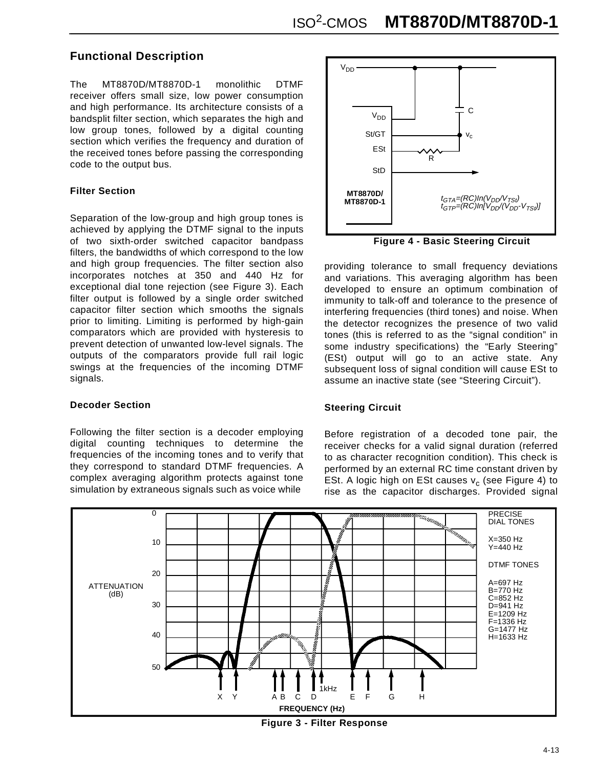## Functional Description

The MT8870D/MT8870D-1 monolithic DTMF receiver offers small size, low power consumption and high performance. Its architecture consists of a bandsplit filter section, which separates the high and low group tones, followed by a digital counting section which verifies the frequency and duration of the received tones before passing the corresponding code to the output bus.

### Filter Section

Separation of the low-group and high group tones is achieved by applying the DTMF signal to the inputs of two sixth-order switched capacitor bandpass filters, the bandwidths of which correspond to the low and high group frequencies. The filter section also incorporates notches at 350 and 440 Hz for exceptional dial tone rejection (see Figure 3). Each filter output is followed by a single order switched capacitor filter section which smooths the signals prior to limiting. Limiting is performed by high-gain comparators which are provided with hysteresis to prevent detection of unwanted low-level signals. The outputs of the comparators provide full rail logic swings at the frequencies of the incoming DTMF signals.

### Decoder Section

Following the filter section is a decoder employing digital counting techniques to determine the frequencies of the incoming tones and to verify that they correspond to standard DTMF frequencies. A complex averaging algorithm protects against tone simulation by extraneous signals such as voice while providing tolerance to small frequency deviations and variations. This averaging algorithm has been developed to ensure an optimum combination of immunity to talk-off and tolerance to the presence of interfering frequencies (third tones) and noise. When the detector recognizes the presence of two valid tones (this is referred to as the "signal condition" in some industry specifications) the "Early Steering" (ESt) output will go to an active state. Any subsequent loss of signal condition will cause ESt to assume an inactive state (see "Steering Circuit").

$t_{GTA}=(RC)\ln(V_{DD}/V_{TSt})$

$t_{GTP}=(RC)\ln[V_{DD}/(V_{DD}-V_{TSt})]$

**Figure 4 - Basic Steering Circuit**

### Steering Circuit

Before registration of a decoded tone pair, the receiver checks for a valid signal duration (referred to as character recognition condition). This check is performed by an external RC time constant driven by ESt. A logic high on ESt causes $v_c$ (see Figure 4) to rise as the capacitor discharges. Provided signal

PRECISE DIAL TONES
X=350 Hz
Y=440 Hz

DTMF TONES
A=697 Hz
B=770 Hz
C=852 Hz
D=941 Hz
E=1209 Hz
F=1336 Hz
G=1477 Hz
H=1633 Hz

**Figure 3 - Filter Response**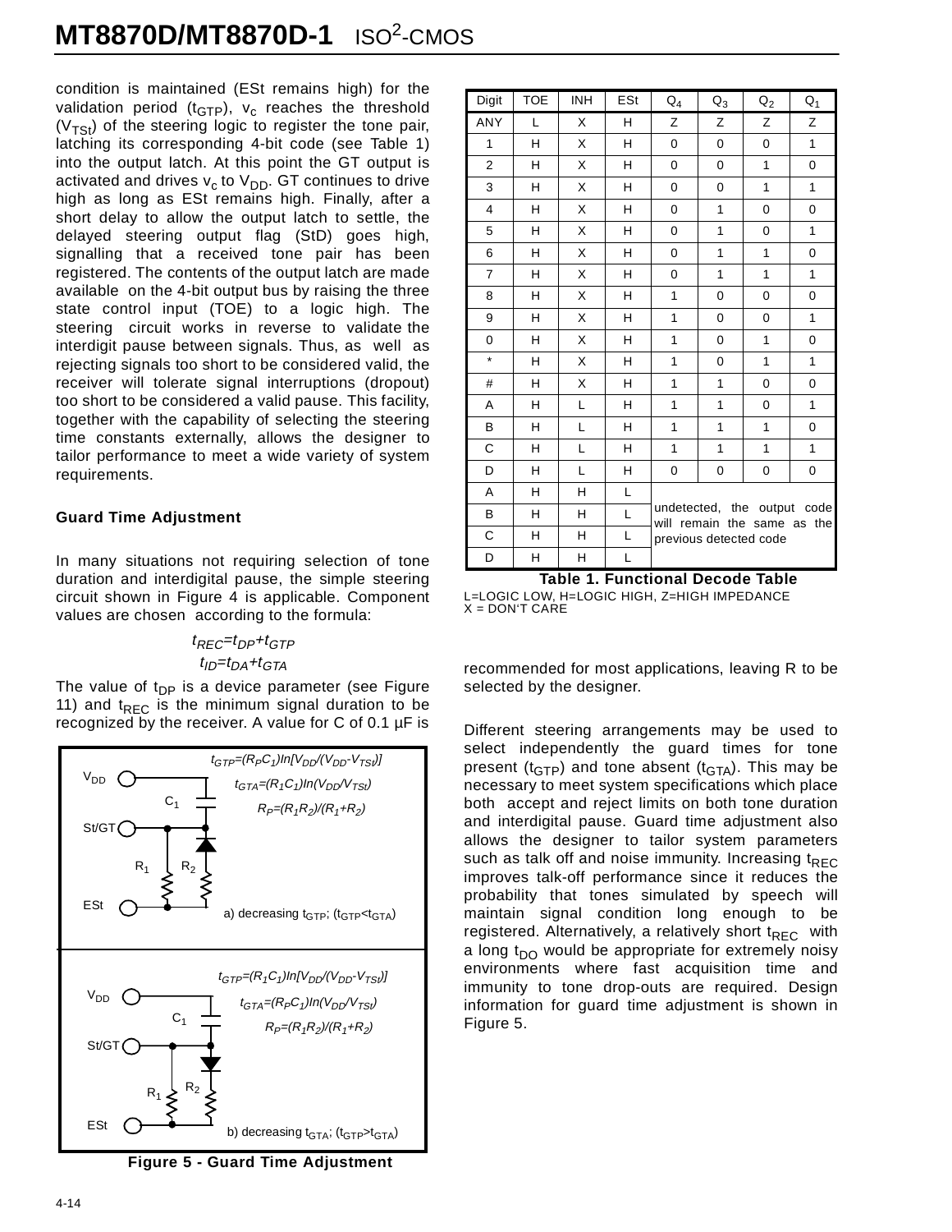condition is maintained (ESt remains high) for the validation period ($t_{GTP}$), $v_c$ reaches the threshold ($V_{TSt}$) of the steering logic to register the tone pair, latching its corresponding 4-bit code (see Table 1) into the output latch. At this point the GT output is activated and drives $v_c$ to $V_{DD}$. GT continues to drive high as long as ESt remains high. Finally, after a short delay to allow the output latch to settle, the delayed steering output flag (StD) goes high, signalling that a received tone pair has been registered. The contents of the output latch are made available on the 4-bit output bus by raising the three state control input (TOE) to a logic high. The steering circuit works in reverse to validate the interdigit pause between signals. Thus, as well as rejecting signals too short to be considered valid, the receiver will tolerate signal interruptions (dropout) too short to be considered a valid pause. This facility, together with the capability of selecting the steering time constants externally, allows the designer to tailor performance to meet a wide variety of system requirements.

| Digit | TOE | INH | ESt | $Q_4$ | $Q_3$ | $Q_2$ | $Q_1$ |
|---|---|---|---|---|---|---|---|
| ANY | L | X | H | Z | Z | Z | Z |
| 1 | H | X | H | 0 | 0 | 0 | 1 |
| 2 | H | X | H | 0 | 0 | 1 | 0 |
| 3 | H | X | H | 0 | 0 | 1 | 1 |
| 4 | H | X | H | 0 | 1 | 0 | 0 |
| 5 | H | X | H | 0 | 1 | 0 | 1 |
| 6 | H | X | H | 0 | 1 | 1 | 0 |
| 7 | H | X | H | 0 | 1 | 1 | 1 |
| 8 | H | X | H | 1 | 0 | 0 | 0 |
| 9 | H | X | H | 1 | 0 | 0 | 1 |
| 0 | H | X | H | 1 | 0 | 1 | 0 |
| * | H | X | H | 1 | 0 | 1 | 1 |
| # | H | X | H | 1 | 1 | 0 | 0 |
| A | H | L | H | 1 | 1 | 0 | 1 |
| B | H | L | H | 1 | 1 | 1 | 0 |
| C | H | L | H | 1 | 1 | 1 | 1 |
| D | H | L | H | 0 | 0 | 0 | 0 |
| A | H | H | L | undetected, the output code will remain the same as the previous detected code | | | |
| B | H | H | L | | | | |
| C | H | H | L | | | | |
| D | H | H | L | | | | |

**Table 1. Functional Decode Table**

L=LOGIC LOW, H=LOGIC HIGH, Z=HIGH IMPEDANCE
X = DON'T CARE

### Guard Time Adjustment

In many situations not requiring selection of tone duration and interdigital pause, the simple steering circuit shown in Figure 4 is applicable. Component values are chosen according to the formula:

$$t_{REC}=t_{DP}+t_{GTP}$$
$$t_{ID}=t_{DA}+t_{GTA}$$

The value of $t_{DP}$ is a device parameter (see Figure 11) and $t_{REC}$ is the minimum signal duration to be recognized by the receiver. A value for C of 0.1 µF is recommended for most applications, leaving R to be selected by the designer.

Different steering arrangements may be used to select independently the guard times for tone present ($t_{GTP}$) and tone absent ($t_{GTA}$). This may be necessary to meet system specifications which place both accept and reject limits on both tone duration and interdigital pause. Guard time adjustment also allows the designer to tailor system parameters such as talk off and noise immunity. Increasing $t_{REC}$ improves talk-off performance since it reduces the probability that tones simulated by speech will maintain signal condition long enough to be registered. Alternatively, a relatively short $t_{REC}$ with a long $t_{DO}$ would be appropriate for extremely noisy environments where fast acquisition time and immunity to tone drop-outs are required. Design information for guard time adjustment is shown in Figure 5.

a) decreasing $t_{GTP}$; ($t_{GTP}<t_{GTA}$)

$t_{GTP}=(R_PC_1)ln[V_{DD}/(V_{DD}-V_{TSt})]$

$t_{GTA}=(R_1C_1)ln(V_{DD}/V_{TSt})$

$R_P=(R_1R_2)/(R_1+R_2)$

b) decreasing $t_{GTA}$; ($t_{GTP}>t_{GTA}$)

$t_{GTP}=(R_1C_1)ln[V_{DD}/(V_{DD}-V_{TSt})]$

$t_{GTA}=(R_PC_1)ln(V_{DD}/V_{TSt})$

$R_P=(R_1R_2)/(R_1+R_2)$

**Figure 5 - Guard Time Adjustment**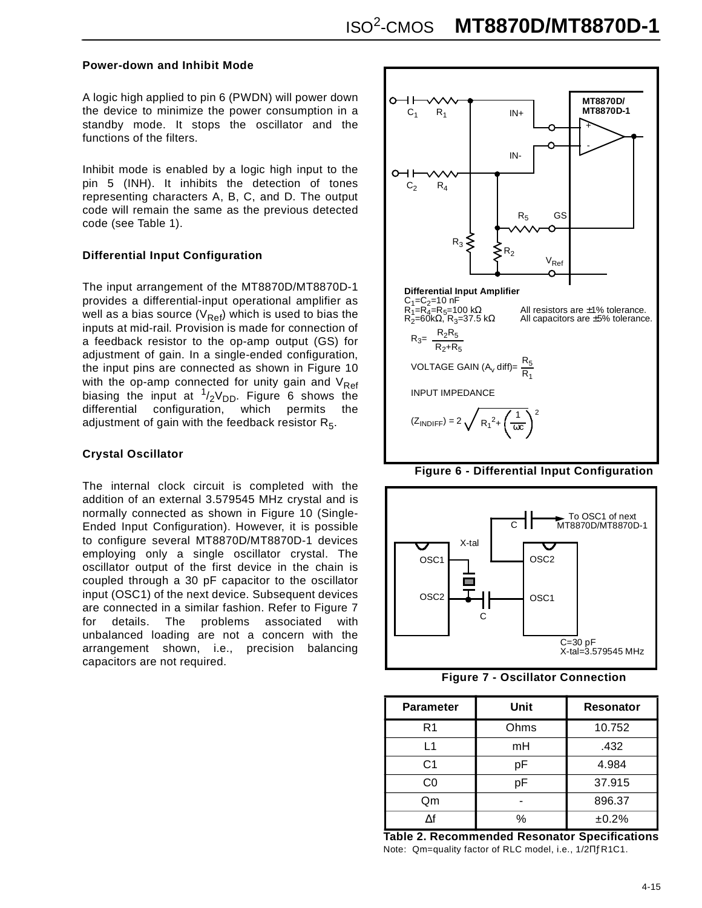### Power-down and Inhibit Mode

A logic high applied to pin 6 (PWDN) will power down the device to minimize the power consumption in a standby mode. It stops the oscillator and the functions of the filters.

Inhibit mode is enabled by a logic high input to the pin 5 (INH). It inhibits the detection of tones representing characters A, B, C, and D. The output code will remain the same as the previous detected code (see Table 1).

### Differential Input Configuration

The input arrangement of the MT8870D/MT8870D-1 provides a differential-input operational amplifier as well as a bias source ($V_{Ref}$) which is used to bias the inputs at mid-rail. Provision is made for connection of a feedback resistor to the op-amp output (GS) for adjustment of gain. In a single-ended configuration, the input pins are connected as shown in Figure 10 with the op-amp connected for unity gain and $V_{Ref}$ biasing the input at $^{1}/_{2}V_{DD}$. Figure 6 shows the differential configuration, which permits the adjustment of gain with the feedback resistor $R_5$.

### Crystal Oscillator

The internal clock circuit is completed with the addition of an external 3.579545 MHz crystal and is normally connected as shown in Figure 10 (Single-Ended Input Configuration). However, it is possible to configure several MT8870D/MT8870D-1 devices employing only a single oscillator crystal. The oscillator output of the first device in the chain is coupled through a 30 pF capacitor to the oscillator input (OSC1) of the next device. Subsequent devices are connected in a similar fashion. Refer to Figure 7 for details. The problems associated with unbalanced loading are not a concern with the arrangement shown, i.e., precision balancing capacitors are not required.

**Differential Input Amplifier**

$C_1 = C_2 = 10$ nF
$R_1 = R_4 = R_5 = 100$ kΩ
$R_2 = 60$kΩ, $R_3 = 37.5$ kΩ

All resistors are ±1% tolerance.
All capacitors are ±5% tolerance.

$$R_3 = \frac{R_2 R_5}{R_2 + R_5}$$

$$\text{VOLTAGE GAIN } (A_v \text{ diff}) = \frac{R_5}{R_1}$$

INPUT IMPEDANCE

$$(Z_{INDIFF}) = 2\sqrt{R_1^2 + \left(\frac{1}{\omega c}\right)^2}$$

**Figure 6 - Differential Input Configuration**

C=30 pF
X-tal=3.579545 MHz

**Figure 7 - Oscillator Connection**

| Parameter | Unit | Resonator |
|---|---|---|
| R1 | Ohms | 10.752 |
| L1 | mH | .432 |
| C1 | pF | 4.984 |
| C0 | pF | 37.915 |
| Qm | - | 896.37 |
| Δf | % | ±0.2% |

**Table 2. Recommended Resonator Specifications**

Note: Qm=quality factor of RLC model, i.e., $1/2\Pi f R1C1$.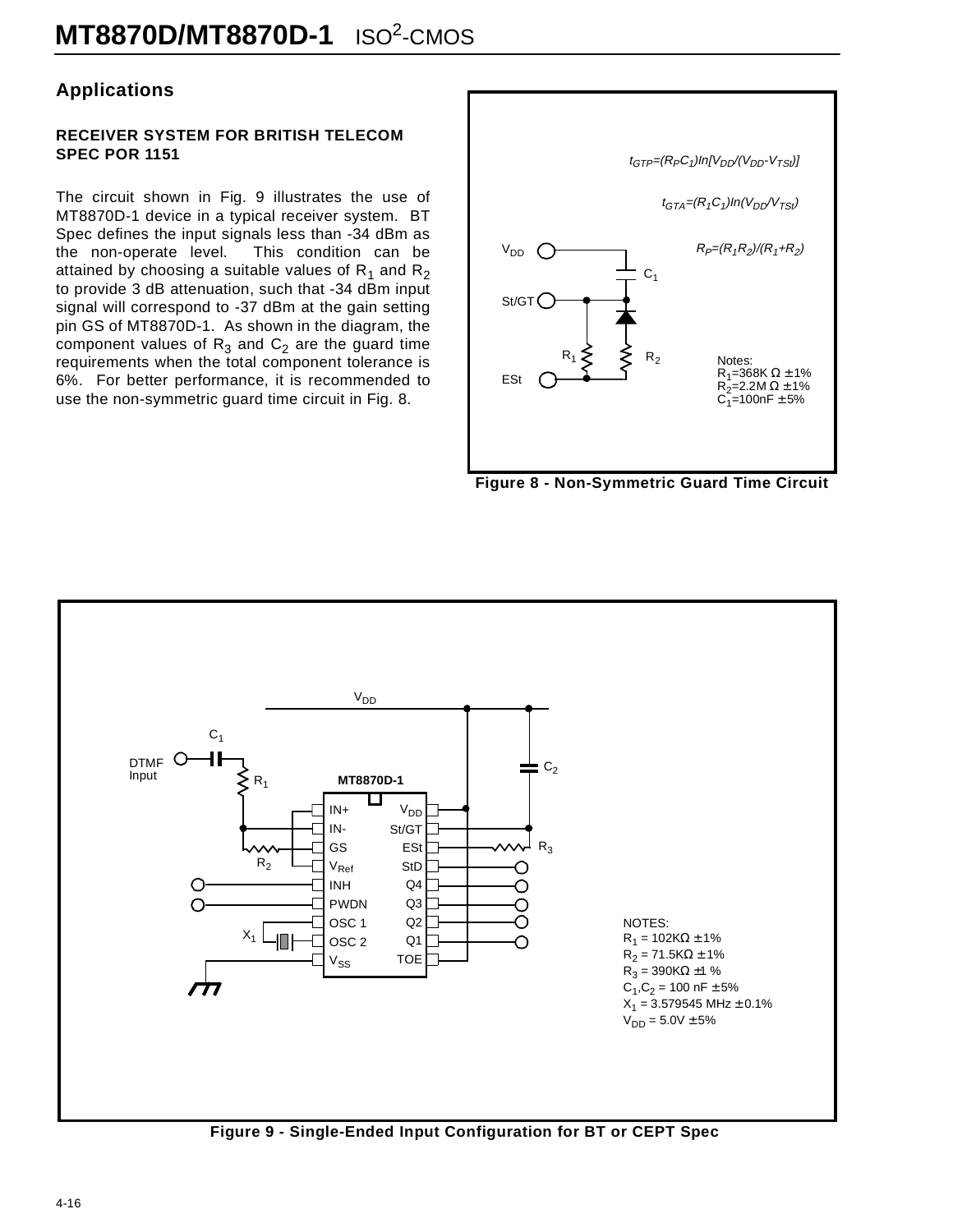## Applications

### RECEIVER SYSTEM FOR BRITISH TELECOM SPEC POR 1151

The circuit shown in Fig. 9 illustrates the use of MT8870D-1 device in a typical receiver system. BT Spec defines the input signals less than -34 dBm as the non-operate level. This condition can be attained by choosing a suitable values of $R_1$ and $R_2$ to provide 3 dB attenuation, such that -34 dBm input signal will correspond to -37 dBm at the gain setting pin GS of MT8870D-1. As shown in the diagram, the component values of $R_3$ and $C_2$ are the guard time requirements when the total component tolerance is 6%. For better performance, it is recommended to use the non-symmetric guard time circuit in Fig. 8.

$$t_{GTP}=(R_P C_1)\ln[V_{DD}/(V_{DD}-V_{TSt})]$$

$$t_{GTA}=(R_1 C_1)\ln(V_{DD}/V_{TSt})$$

$$R_P=(R_1 R_2)/(R_1+R_2)$$

Notes:
$R_1$=368K Ω ±1%
$R_2$=2.2M Ω ±1%
$C_1$=100nF ±5%

**Figure 8 - Non-Symmetric Guard Time Circuit**

NOTES:
$R_1$ = 102KΩ ±1%
$R_2$ = 71.5KΩ ±1%
$R_3$ = 390KΩ ±1 %
$C_1$,$C_2$ = 100 nF ±5%
$X_1$ = 3.579545 MHz ±0.1%
$V_{DD}$ = 5.0V ±5%

**Figure 9 - Single-Ended Input Configuration for BT or CEPT Spec**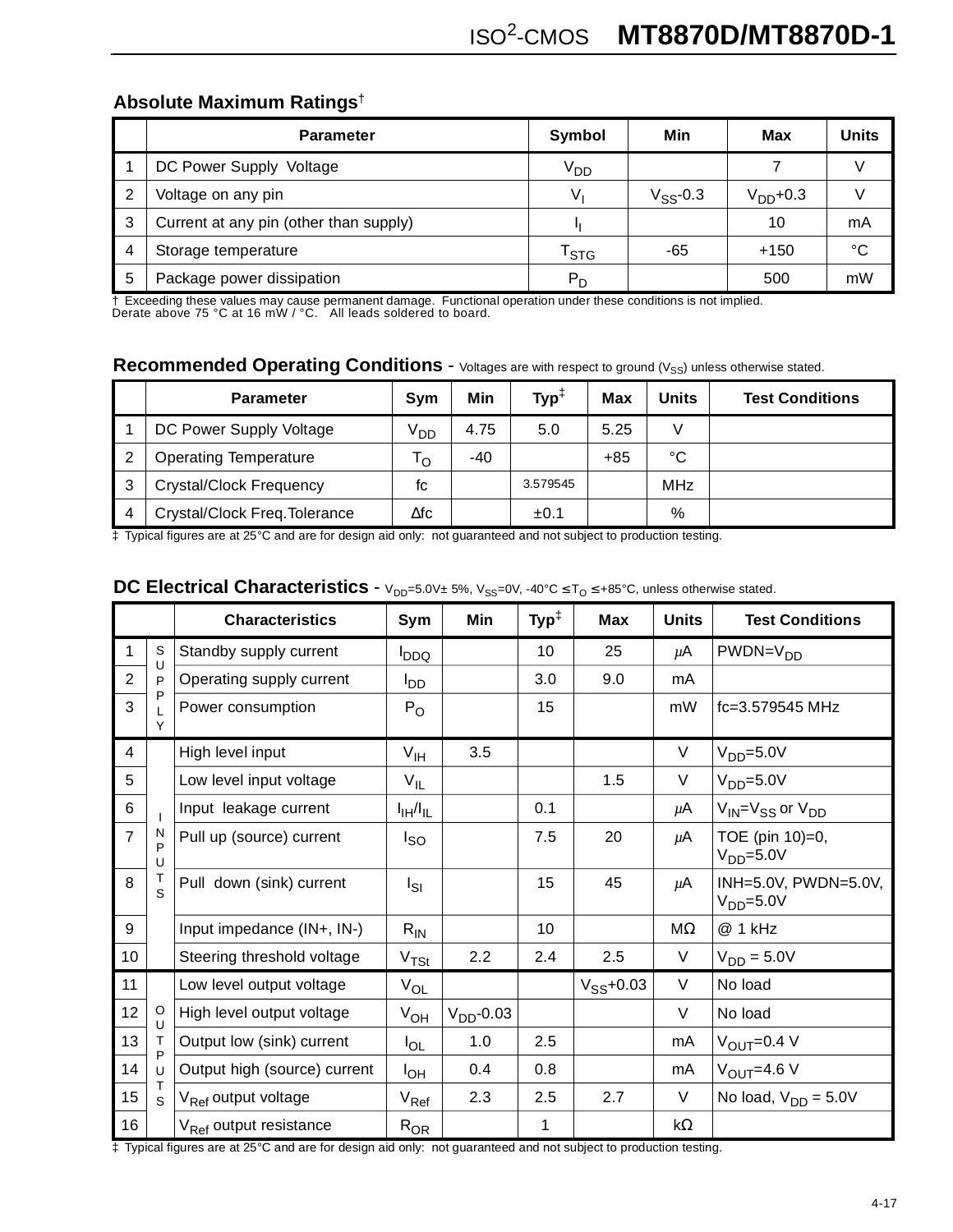## Absolute Maximum Ratings†

| | Parameter | Symbol | Min | Max | Units |
|---|---|---|---|---|---|
| 1 | DC Power Supply Voltage | $V_{DD}$ | | 7 | V |
| 2 | Voltage on any pin | $V_I$ | $V_{SS}$-0.3 | $V_{DD}$+0.3 | V |
| 3 | Current at any pin (other than supply) | $I_I$ | | 10 | mA |
| 4 | Storage temperature | $T_{STG}$ | -65 | +150 | °C |
| 5 | Package power dissipation | $P_D$ | | 500 | mW |

† Exceeding these values may cause permanent damage. Functional operation under these conditions is not implied.
Derate above 75 °C at 16 mW / °C. All leads soldered to board.

## Recommended Operating Conditions - Voltages are with respect to ground ($V_{SS}$) unless otherwise stated.

| | Parameter | Sym | Min | Typ‡ | Max | Units | Test Conditions |
|---|---|---|---|---|---|---|---|
| 1 | DC Power Supply Voltage | $V_{DD}$ | 4.75 | 5.0 | 5.25 | V | |
| 2 | Operating Temperature | $T_O$ | -40 | | +85 | °C | |
| 3 | Crystal/Clock Frequency | fc | | 3.579545 | | MHz | |
| 4 | Crystal/Clock Freq.Tolerance | Δfc | | ±0.1 | | % | |

‡ Typical figures are at 25°C and are for design aid only: not guaranteed and not subject to production testing.

## DC Electrical Characteristics - $V_{DD}$=5.0V± 5%, $V_{SS}$=0V, -40°C ≤ $T_O$ ≤ +85°C, unless otherwise stated.

| | | Characteristics | Sym | Min | Typ‡ | Max | Units | Test Conditions |
|---|---|---|---|---|---|---|---|---|
| 1 | SUPPLY | Standby supply current | $I_{DDQ}$ | | 10 | 25 | µA | PWDN=$V_{DD}$ |
| 2 | | Operating supply current | $I_{DD}$ | | 3.0 | 9.0 | mA | |
| 3 | | Power consumption | $P_O$ | | 15 | | mW | fc=3.579545 MHz |
| 4 | INPUTS | High level input | $V_{IH}$ | 3.5 | | | V | $V_{DD}$=5.0V |
| 5 | | Low level input voltage | $V_{IL}$ | | | 1.5 | V | $V_{DD}$=5.0V |
| 6 | | Input leakage current | $I_{IH}/I_{IL}$ | | 0.1 | | µA | $V_{IN}=V_{SS}$ or $V_{DD}$ |
| 7 | | Pull up (source) current | $I_{SO}$ | | 7.5 | 20 | µA | TOE (pin 10)=0, $V_{DD}$=5.0V |
| 8 | | Pull down (sink) current | $I_{SI}$ | | 15 | 45 | µA | INH=5.0V, PWDN=5.0V, $V_{DD}$=5.0V |
| 9 | | Input impedance (IN+, IN-) | $R_{IN}$ | | 10 | | MΩ | @ 1 kHz |
| 10 | | Steering threshold voltage | $V_{TSt}$ | 2.2 | 2.4 | 2.5 | V | $V_{DD}$ = 5.0V |
| 11 | OUTPUTS | Low level output voltage | $V_{OL}$ | | | $V_{SS}$+0.03 | V | No load |
| 12 | | High level output voltage | $V_{OH}$ | $V_{DD}$-0.03 | | | V | No load |
| 13 | | Output low (sink) current | $I_{OL}$ | 1.0 | 2.5 | | mA | $V_{OUT}$=0.4 V |
| 14 | | Output high (source) current | $I_{OH}$ | 0.4 | 0.8 | | mA | $V_{OUT}$=4.6 V |
| 15 | | $V_{Ref}$ output voltage | $V_{Ref}$ | 2.3 | 2.5 | 2.7 | V | No load, $V_{DD}$ = 5.0V |
| 16 | | $V_{Ref}$ output resistance | $R_{OR}$ | | 1 | | kΩ | |

‡ Typical figures are at 25°C and are for design aid only: not guaranteed and not subject to production testing.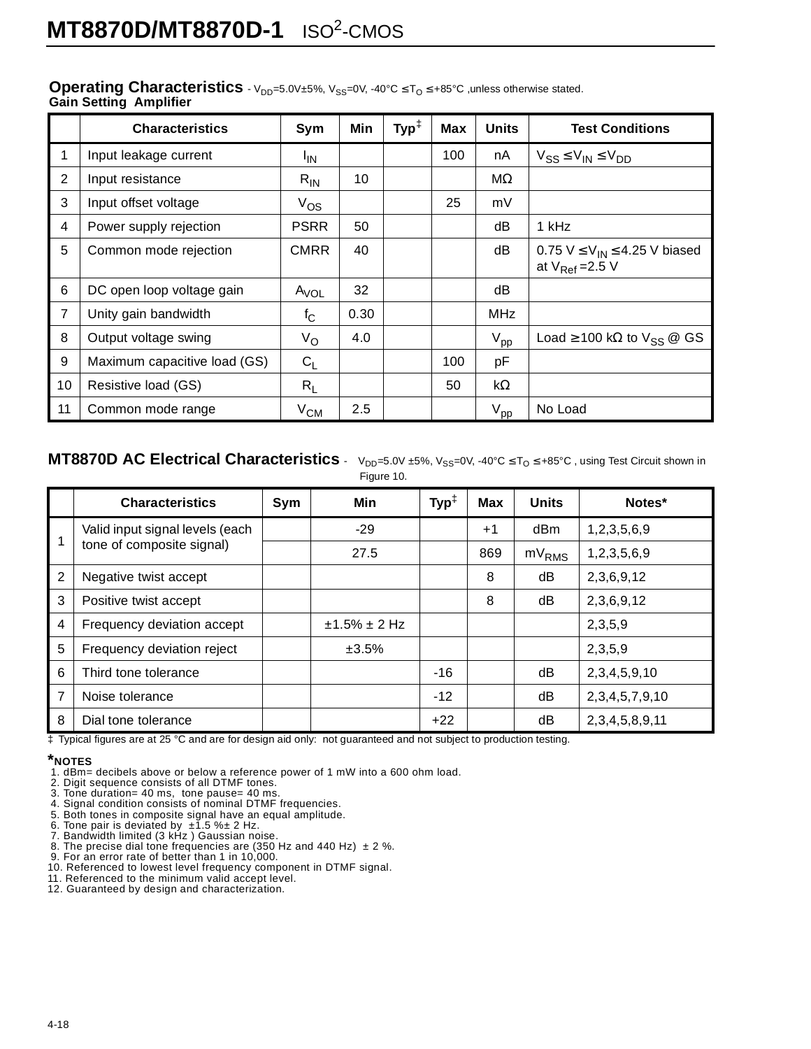**Operating Characteristics** - $V_{DD}$=5.0V±5%, $V_{SS}$=0V, -40°C ≤ $T_O$ ≤ +85°C ,unless otherwise stated.
**Gain Setting Amplifier**

| | Characteristics | Sym | Min | Typ‡ | Max | Units | Test Conditions |
|---|---|---|---|---|---|---|---|
| 1 | Input leakage current | $I_{IN}$ | | | 100 | nA | $V_{SS} \leq V_{IN} \leq V_{DD}$ |
| 2 | Input resistance | $R_{IN}$ | 10 | | | MΩ | |
| 3 | Input offset voltage | $V_{OS}$ | | | 25 | mV | |
| 4 | Power supply rejection | PSRR | 50 | | | dB | 1 kHz |
| 5 | Common mode rejection | CMRR | 40 | | | dB | 0.75 V ≤ $V_{IN}$ ≤ 4.25 V biased at $V_{Ref}$ = 2.5 V |
| 6 | DC open loop voltage gain | $A_{VOL}$ | 32 | | | dB | |
| 7 | Unity gain bandwidth | $f_C$ | 0.30 | | | MHz | |
| 8 | Output voltage swing | $V_O$ | 4.0 | | | $V_{pp}$ | Load ≥ 100 kΩ to $V_{SS}$ @ GS |
| 9 | Maximum capacitive load (GS) | $C_L$ | | | 100 | pF | |
| 10 | Resistive load (GS) | $R_L$ | | | 50 | kΩ | |
| 11 | Common mode range | $V_{CM}$ | 2.5 | | | $V_{pp}$ | No Load |

**MT8870D AC Electrical Characteristics** - $V_{DD}$=5.0V ±5%, $V_{SS}$=0V, -40°C ≤ $T_O$ ≤ +85°C , using Test Circuit shown in Figure 10.

| | Characteristics | Sym | Min | Typ‡ | Max | Units | Notes* |
|---|---|---|---|---|---|---|---|
| 1 | Valid input signal levels (each tone of composite signal) | | -29 | | +1 | dBm | 1,2,3,5,6,9 |
| | | | 27.5 | | 869 | $mV_{RMS}$ | 1,2,3,5,6,9 |
| 2 | Negative twist accept | | | | 8 | dB | 2,3,6,9,12 |
| 3 | Positive twist accept | | | | 8 | dB | 2,3,6,9,12 |
| 4 | Frequency deviation accept | | ±1.5% ± 2 Hz | | | | 2,3,5,9 |
| 5 | Frequency deviation reject | | ±3.5% | | | | 2,3,5,9 |
| 6 | Third tone tolerance | | | -16 | | dB | 2,3,4,5,9,10 |
| 7 | Noise tolerance | | | -12 | | dB | 2,3,4,5,7,9,10 |
| 8 | Dial tone tolerance | | | +22 | | dB | 2,3,4,5,8,9,11 |

‡ Typical figures are at 25 °C and are for design aid only: not guaranteed and not subject to production testing.

***NOTES**
1. dBm= decibels above or below a reference power of 1 mW into a 600 ohm load.
2. Digit sequence consists of all DTMF tones.
3. Tone duration= 40 ms, tone pause= 40 ms.
4. Signal condition consists of nominal DTMF frequencies.
5. Both tones in composite signal have an equal amplitude.
6. Tone pair is deviated by ±1.5 %± 2 Hz.
7. Bandwidth limited (3 kHz ) Gaussian noise.
8. The precise dial tone frequencies are (350 Hz and 440 Hz) ± 2 %.
9. For an error rate of better than 1 in 10,000.
10. Referenced to lowest level frequency component in DTMF signal.
11. Referenced to the minimum valid accept level.
12. Guaranteed by design and characterization.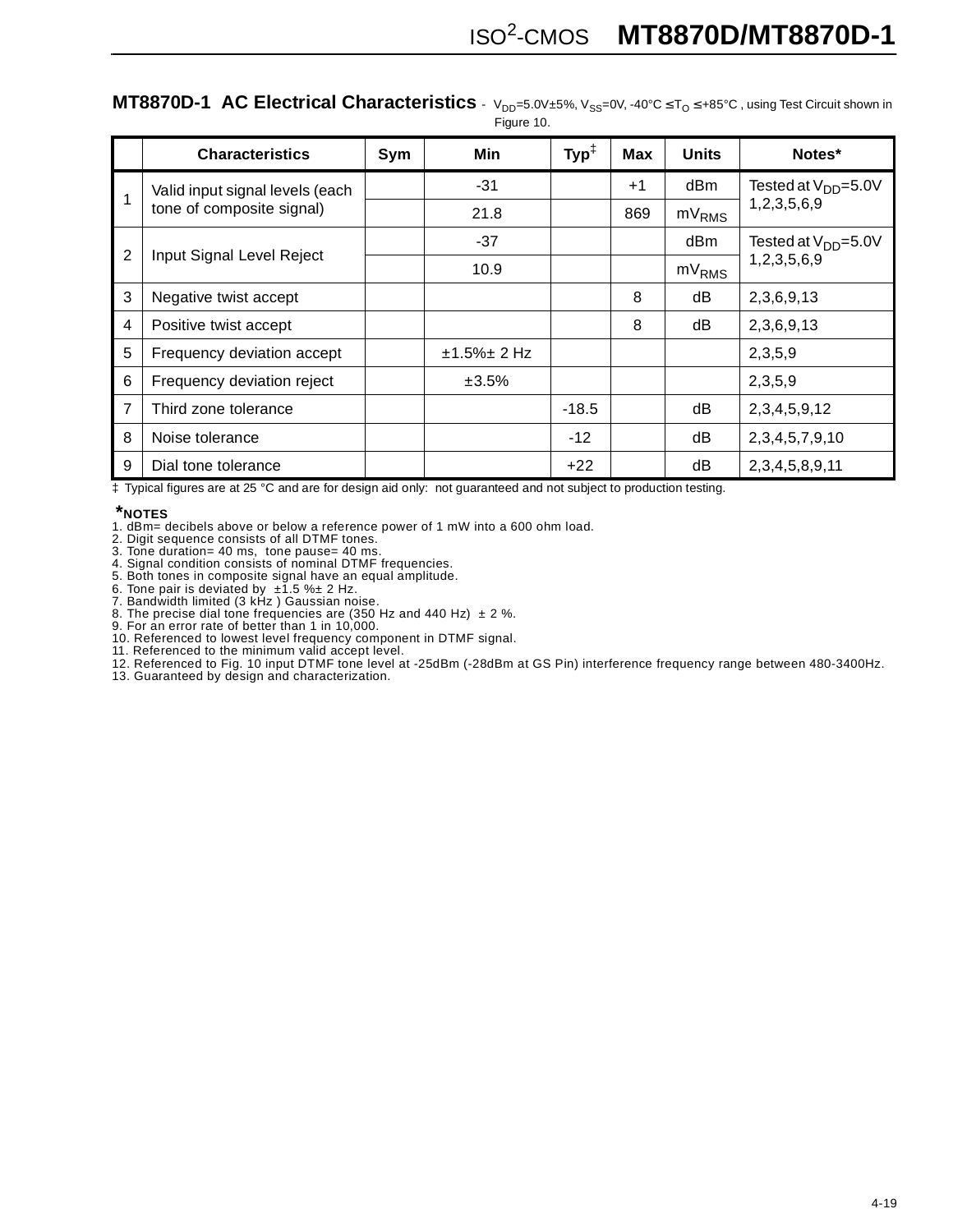## MT8870D-1 AC Electrical Characteristics

- $V_{DD}$=5.0V±5%, $V_{SS}$=0V, -40°C ≤ $T_O$ ≤ +85°C , using Test Circuit shown in Figure 10.

| | Characteristics | Sym | Min | Typ‡ | Max | Units | Notes* |
|---|---|---|---|---|---|---|---|
| 1 | Valid input signal levels (each tone of composite signal) | | -31 | | +1 | dBm | Tested at $V_{DD}$=5.0V 1,2,3,5,6,9 |
| | | | 21.8 | | 869 | $mV_{RMS}$ | |
| 2 | Input Signal Level Reject | | -37 | | | dBm | Tested at $V_{DD}$=5.0V 1,2,3,5,6,9 |
| | | | 10.9 | | | $mV_{RMS}$ | |
| 3 | Negative twist accept | | | | 8 | dB | 2,3,6,9,13 |
| 4 | Positive twist accept | | | | 8 | dB | 2,3,6,9,13 |
| 5 | Frequency deviation accept | | ±1.5%± 2 Hz | | | | 2,3,5,9 |
| 6 | Frequency deviation reject | | ±3.5% | | | | 2,3,5,9 |
| 7 | Third zone tolerance | | | -18.5 | | dB | 2,3,4,5,9,12 |
| 8 | Noise tolerance | | | -12 | | dB | 2,3,4,5,7,9,10 |
| 9 | Dial tone tolerance | | | +22 | | dB | 2,3,4,5,8,9,11 |

‡ Typical figures are at 25 °C and are for design aid only: not guaranteed and not subject to production testing.

***NOTES**

1. dBm= decibels above or below a reference power of 1 mW into a 600 ohm load.
2. Digit sequence consists of all DTMF tones.
3. Tone duration= 40 ms, tone pause= 40 ms.
4. Signal condition consists of nominal DTMF frequencies.
5. Both tones in composite signal have an equal amplitude.
6. Tone pair is deviated by ±1.5 %± 2 Hz.
7. Bandwidth limited (3 kHz ) Gaussian noise.
8. The precise dial tone frequencies are (350 Hz and 440 Hz) ± 2 %.
9. For an error rate of better than 1 in 10,000.
10. Referenced to lowest level frequency component in DTMF signal.
11. Referenced to the minimum valid accept level.
12. Referenced to Fig. 10 input DTMF tone level at -25dBm (-28dBm at GS Pin) interference frequency range between 480-3400Hz.
13. Guaranteed by design and characterization.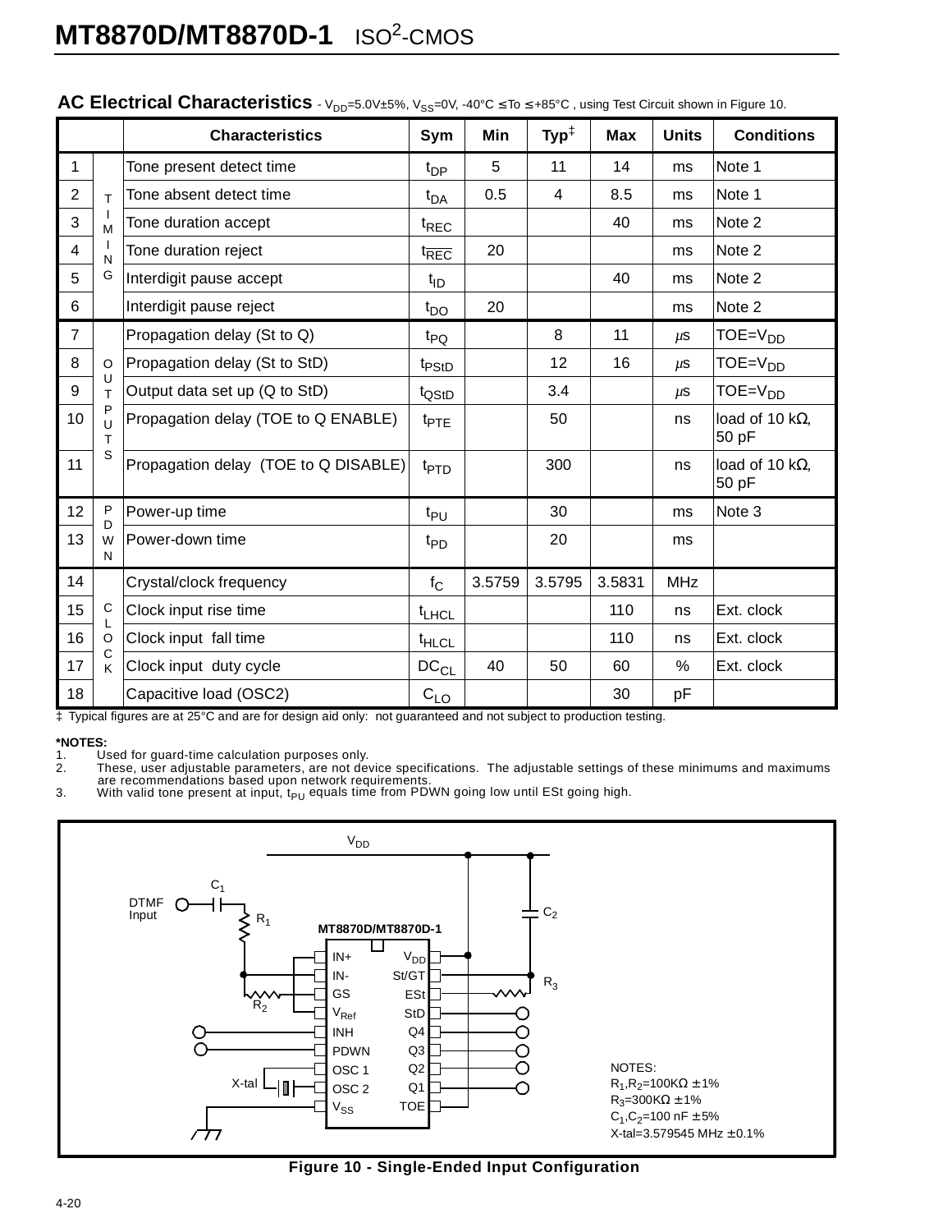## AC Electrical Characteristics - $V_{DD}$=5.0V±5%, $V_{SS}$=0V, -40°C ≤ To ≤ +85°C , using Test Circuit shown in Figure 10.

| | | Characteristics | Sym | Min | Typ‡ | Max | Units | Conditions |
|---|---|---|---|---|---|---|---|---|
| 1 | TIMING | Tone present detect time | $t_{DP}$ | 5 | 11 | 14 | ms | Note 1 |
| 2 | | Tone absent detect time | $t_{DA}$ | 0.5 | 4 | 8.5 | ms | Note 1 |
| 3 | | Tone duration accept | $t_{REC}$ | | | 40 | ms | Note 2 |
| 4 | | Tone duration reject | $t_{\overline{REC}}$ | 20 | | | ms | Note 2 |
| 5 | | Interdigit pause accept | $t_{ID}$ | | | 40 | ms | Note 2 |
| 6 | | Interdigit pause reject | $t_{DO}$ | 20 | | | ms | Note 2 |
| 7 | OUTPUTS | Propagation delay (St to Q) | $t_{PQ}$ | | 8 | 11 | µs | TOE=$V_{DD}$ |
| 8 | | Propagation delay (St to StD) | $t_{PStD}$ | | 12 | 16 | µs | TOE=$V_{DD}$ |
| 9 | | Output data set up (Q to StD) | $t_{QStD}$ | | 3.4 | | µs | TOE=$V_{DD}$ |
| 10 | | Propagation delay (TOE to Q ENABLE) | $t_{PTE}$ | | 50 | | ns | load of 10 kΩ, 50 pF |
| 11 | | Propagation delay (TOE to Q DISABLE) | $t_{PTD}$ | | 300 | | ns | load of 10 kΩ, 50 pF |
| 12 | PDWN | Power-up time | $t_{PU}$ | | 30 | | ms | Note 3 |
| 13 | | Power-down time | $t_{PD}$ | | 20 | | ms | |
| 14 | CLOCK | Crystal/clock frequency | $f_C$ | 3.5759 | 3.5795 | 3.5831 | MHz | |
| 15 | | Clock input rise time | $t_{LHCL}$ | | | 110 | ns | Ext. clock |
| 16 | | Clock input fall time | $t_{HLCL}$ | | | 110 | ns | Ext. clock |
| 17 | | Clock input duty cycle | $DC_{CL}$ | 40 | 50 | 60 | % | Ext. clock |
| 18 | | Capacitive load (OSC2) | $C_{LO}$ | | | 30 | pF | |

‡ Typical figures are at 25°C and are for design aid only: not guaranteed and not subject to production testing.

**\*NOTES:**
1. Used for guard-time calculation purposes only.
2. These, user adjustable parameters, are not device specifications. The adjustable settings of these minimums and maximums are recommendations based upon network requirements.
3. With valid tone present at input, $t_{PU}$ equals time from PDWN going low until ESt going high.

NOTES:
$R_1$,$R_2$=100KΩ ±1%
$R_3$=300KΩ ±1%
$C_1$,$C_2$=100 nF ±5%
X-tal=3.579545 MHz ±0.1%

**Figure 10 - Single-Ended Input Configuration**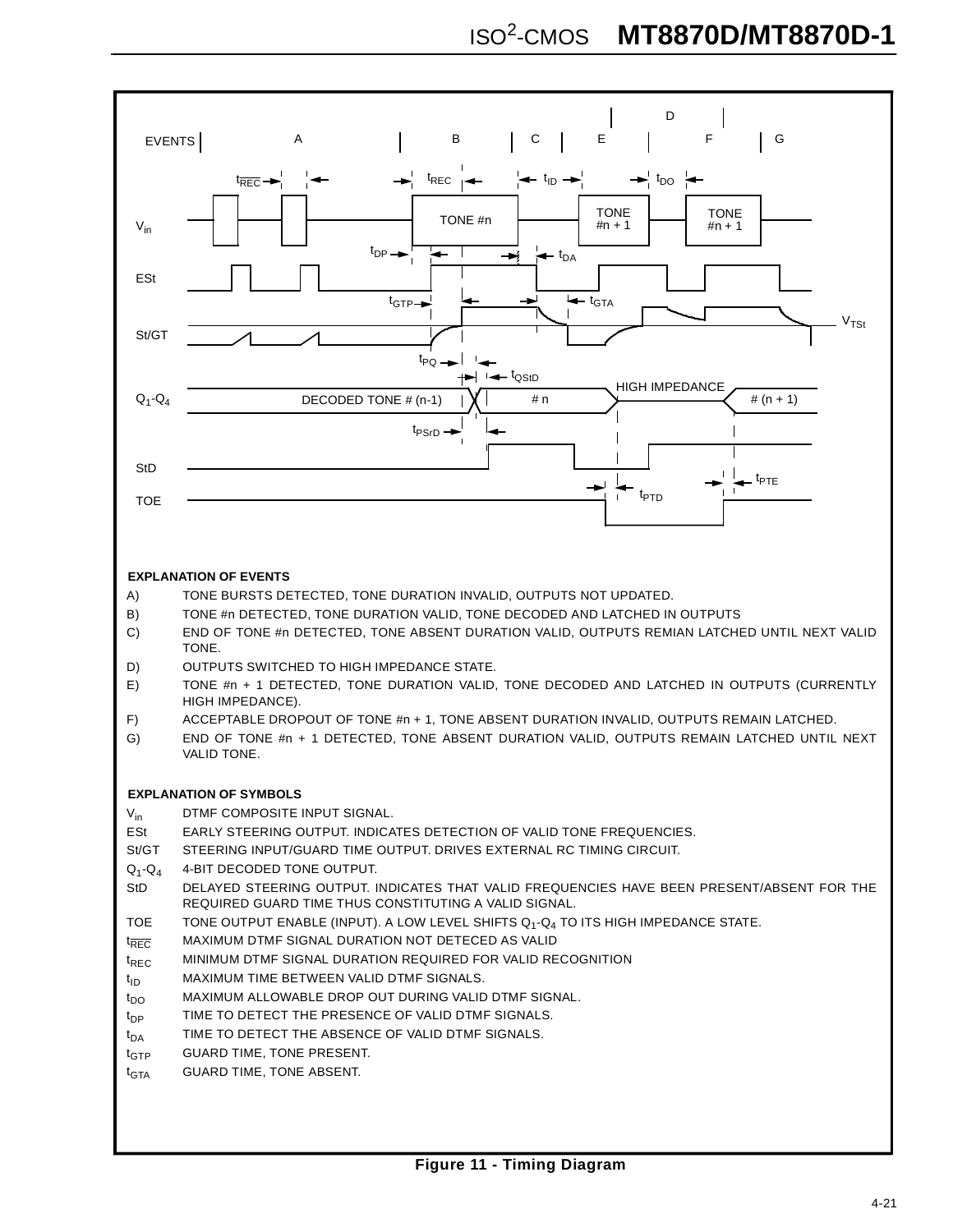**EXPLANATION OF EVENTS**

A) TONE BURSTS DETECTED, TONE DURATION INVALID, OUTPUTS NOT UPDATED.

B) TONE #n DETECTED, TONE DURATION VALID, TONE DECODED AND LATCHED IN OUTPUTS

C) END OF TONE #n DETECTED, TONE ABSENT DURATION VALID, OUTPUTS REMIAN LATCHED UNTIL NEXT VALID TONE.

D) OUTPUTS SWITCHED TO HIGH IMPEDANCE STATE.

E) TONE #n + 1 DETECTED, TONE DURATION VALID, TONE DECODED AND LATCHED IN OUTPUTS (CURRENTLY HIGH IMPEDANCE).

F) ACCEPTABLE DROPOUT OF TONE #n + 1, TONE ABSENT DURATION INVALID, OUTPUTS REMAIN LATCHED.

G) END OF TONE #n + 1 DETECTED, TONE ABSENT DURATION VALID, OUTPUTS REMAIN LATCHED UNTIL NEXT VALID TONE.

**EXPLANATION OF SYMBOLS**

$V_{in}$ DTMF COMPOSITE INPUT SIGNAL.

ESt EARLY STEERING OUTPUT. INDICATES DETECTION OF VALID TONE FREQUENCIES.

St/GT STEERING INPUT/GUARD TIME OUTPUT. DRIVES EXTERNAL RC TIMING CIRCUIT.

$Q_1$-$Q_4$ 4-BIT DECODED TONE OUTPUT.

StD DELAYED STEERING OUTPUT. INDICATES THAT VALID FREQUENCIES HAVE BEEN PRESENT/ABSENT FOR THE REQUIRED GUARD TIME THUS CONSTITUTING A VALID SIGNAL.

TOE TONE OUTPUT ENABLE (INPUT). A LOW LEVEL SHIFTS $Q_1$-$Q_4$ TO ITS HIGH IMPEDANCE STATE.

$t_{\overline{REC}}$ MAXIMUM DTMF SIGNAL DURATION NOT DETECED AS VALID

$t_{REC}$ MINIMUM DTMF SIGNAL DURATION REQUIRED FOR VALID RECOGNITION

$t_{ID}$ MAXIMUM TIME BETWEEN VALID DTMF SIGNALS.

$t_{DO}$ MAXIMUM ALLOWABLE DROP OUT DURING VALID DTMF SIGNAL.

$t_{DP}$ TIME TO DETECT THE PRESENCE OF VALID DTMF SIGNALS.

$t_{DA}$ TIME TO DETECT THE ABSENCE OF VALID DTMF SIGNALS.

$t_{GTP}$ GUARD TIME, TONE PRESENT.

$t_{GTA}$ GUARD TIME, TONE ABSENT.

**Figure 11 - Timing Diagram**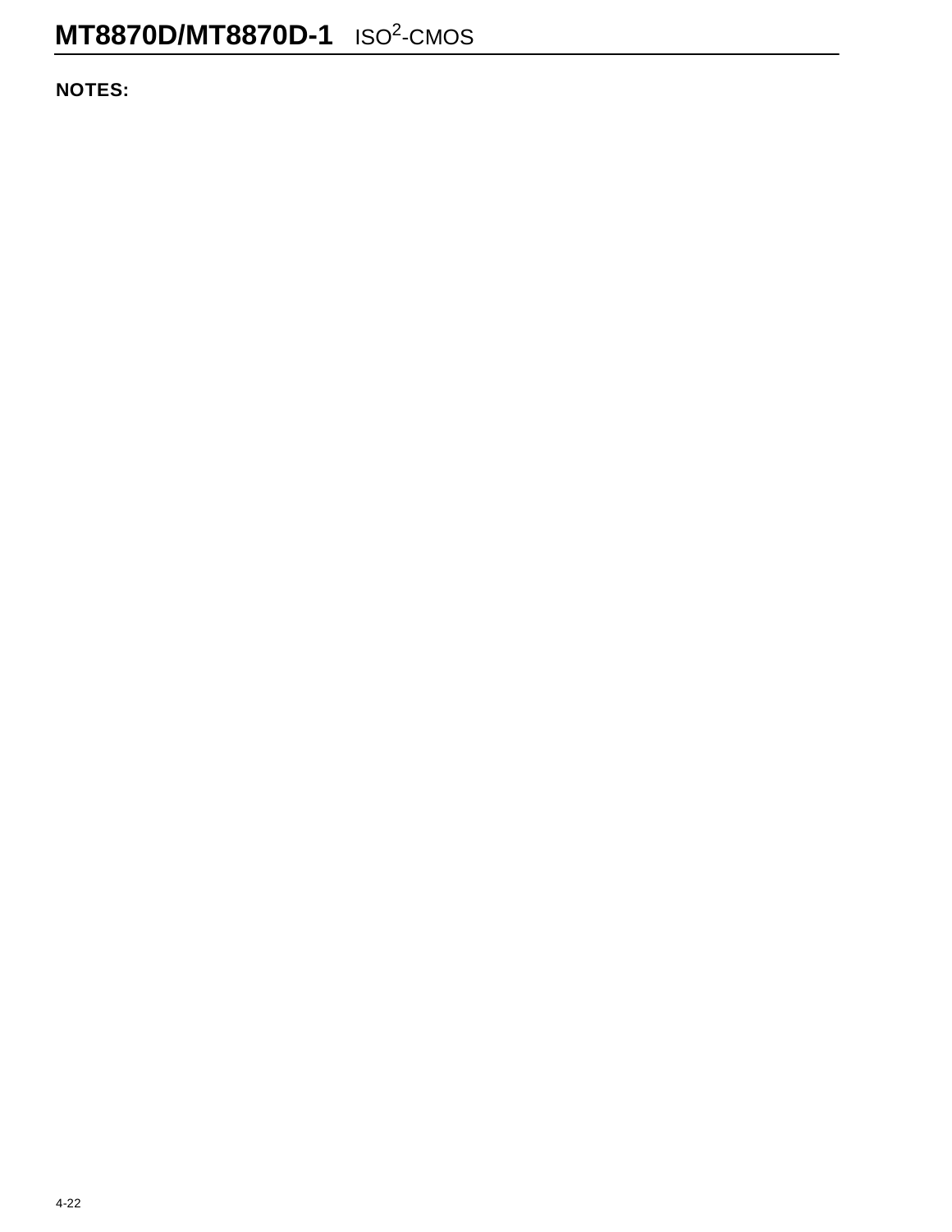**NOTES:**